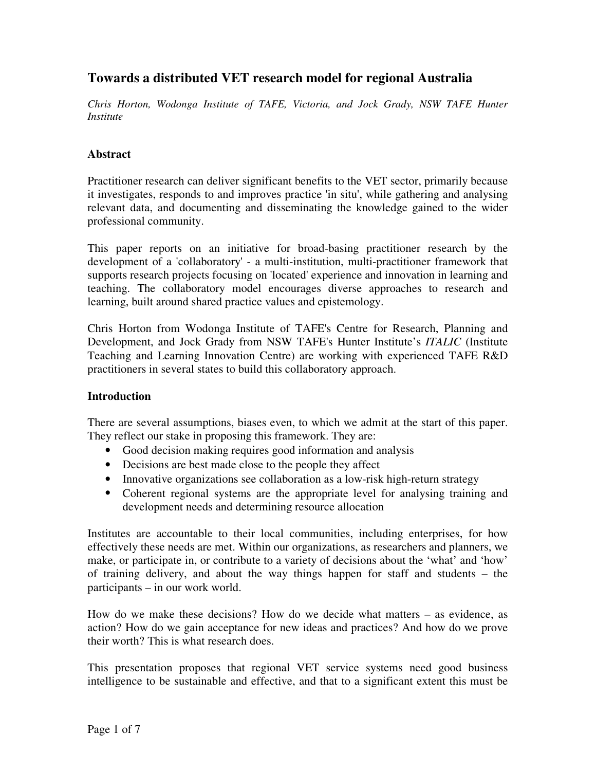# Towards a distributed VET research model for regional Australia

*Chris Horton, Wodonga Institute of TAFE, Victoria, and Jock Grady, NSW TAFE Hunter Institute*

## Abstract

Practitioner research can deliver significant benefits to the VET sector, primarily because it investigates, responds to and improves practice 'in situ', while gathering and analysing relevant data, and documenting and disseminating the knowledge gained to the wider professional community.

This paper reports on an initiative for broad-basing practitioner research by the development of a 'collaboratory' - a multi-institution, multi-practitioner framework that supports research projects focusing on 'located' experience and innovation in learning and teaching. The collaboratory model encourages diverse approaches to research and learning, built around shared practice values and epistemology.

Chris Horton from Wodonga Institute of TAFE's Centre for Research, Planning and Development, and Jock Grady from NSW TAFE's Hunter Institute's *ITALIC* (Institute Teaching and Learning Innovation Centre) are working with experienced TAFE R&D practitioners in several states to build this collaboratory approach.

## Introduction

There are several assumptions, biases even, to which we admit at the start of this paper. They reflect our stake in proposing this framework. They are:

- Good decision making requires good information and analysis
- Decisions are best made close to the people they affect
- Innovative organizations see collaboration as a low-risk high-return strategy
- Coherent regional systems are the appropriate level for analysing training and development needs and determining resource allocation

Institutes are accountable to their local communities, including enterprises, for how effectively these needs are met. Within our organizations, as researchers and planners, we make, or participate in, or contribute to a variety of decisions about the 'what' and 'how' of training delivery, and about the way things happen for staff and students – the participants – in our work world.

How do we make these decisions? How do we decide what matters – as evidence, as action? How do we gain acceptance for new ideas and practices? And how do we prove their worth? This is what research does.

This presentation proposes that regional VET service systems need good business intelligence to be sustainable and effective, and that to a significant extent this must be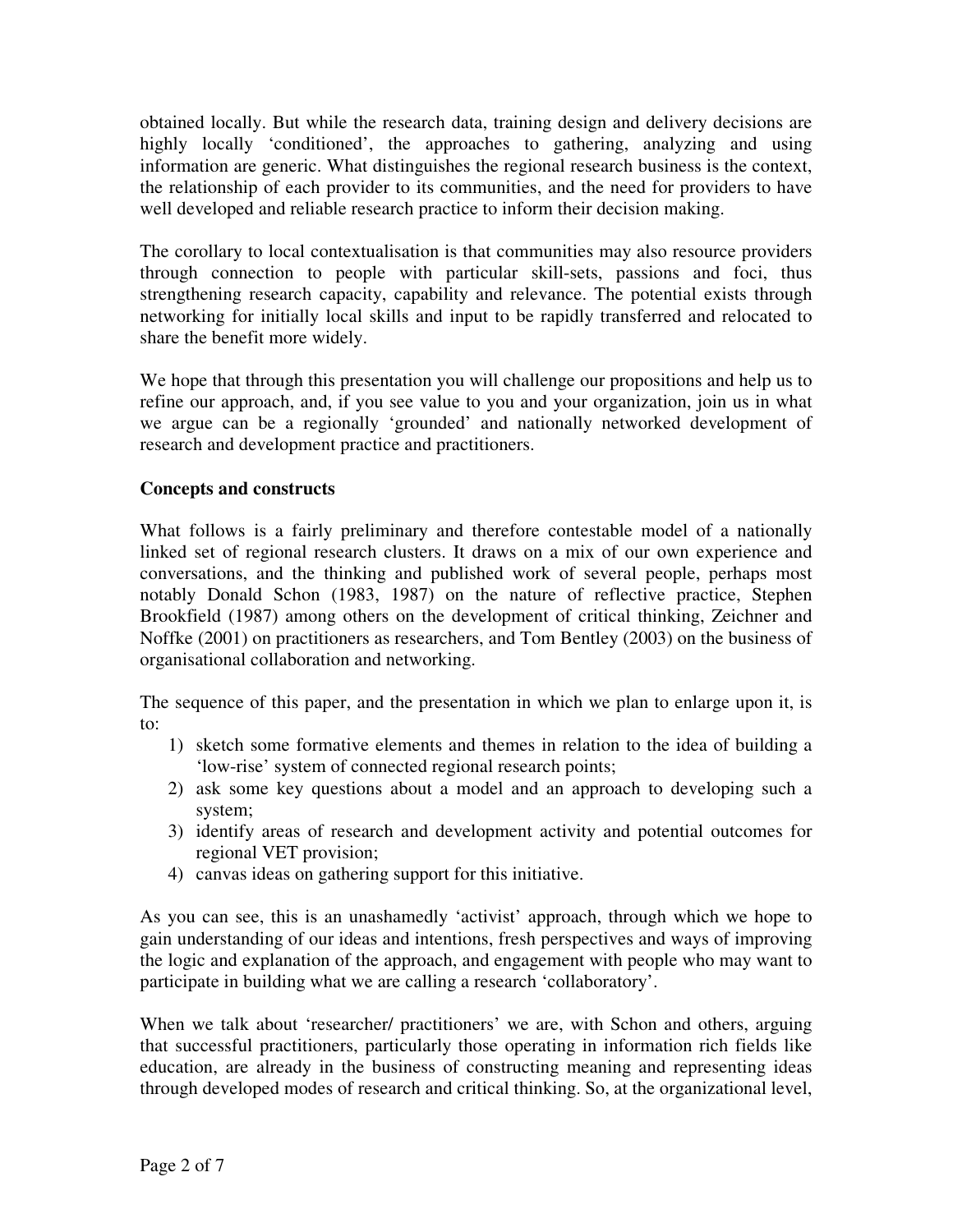obtained locally. But while the research data, training design and delivery decisions are highly locally 'conditioned', the approaches to gathering, analyzing and using information are generic. What distinguishes the regional research business is the context, the relationship of each provider to its communities, and the need for providers to have well developed and reliable research practice to inform their decision making.

The corollary to local contextualisation is that communities may also resource providers through connection to people with particular skill-sets, passions and foci, thus strengthening research capacity, capability and relevance. The potential exists through networking for initially local skills and input to be rapidly transferred and relocated to share the benefit more widely.

We hope that through this presentation you will challenge our propositions and help us to refine our approach, and, if you see value to you and your organization, join us in what we argue can be a regionally 'grounded' and nationally networked development of research and development practice and practitioners.

**Concepts and constructs**

What follows is a fairly preliminary and therefore contestable model of a nationally linked set of regional research clusters. It draws on a mix of our own experience and conversations, and the thinking and published work of several people, perhaps most notably Donald Schon (1983, 1987) on the nature of reflective practice, Stephen Brookfield (1987) among others on the development of critical thinking, Zeichner and Noffke (2001) on practitioners as researchers, and Tom Bentley (2003) on the business of organisational collaboration and networking.

The sequence of this paper, and the presentation in which we plan to enlarge upon it, is to:

1) sketch some formative elements and themes in relation to the idea of building a 'low-rise' system of connected regional research points;
2) ask some key questions about a model and an approach to developing such a system;
3) identify areas of research and development activity and potential outcomes for regional VET provision;
4) canvas ideas on gathering support for this initiative.

As you can see, this is an unashamedly 'activist' approach, through which we hope to gain understanding of our ideas and intentions, fresh perspectives and ways of improving the logic and explanation of the approach, and engagement with people who may want to participate in building what we are calling a research 'collaboratory'.

When we talk about 'researcher/ practitioners' we are, with Schon and others, arguing that successful practitioners, particularly those operating in information rich fields like education, are already in the business of constructing meaning and representing ideas through developed modes of research and critical thinking. So, at the organizational level,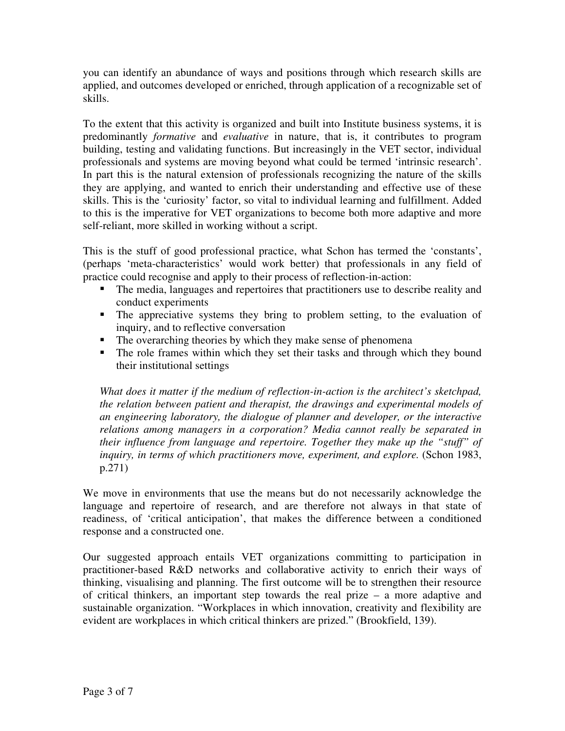you can identify an abundance of ways and positions through which research skills are applied, and outcomes developed or enriched, through application of a recognizable set of skills.

To the extent that this activity is organized and built into Institute business systems, it is predominantly *formative* and *evaluative* in nature, that is, it contributes to program building, testing and validating functions. But increasingly in the VET sector, individual professionals and systems are moving beyond what could be termed 'intrinsic research'. In part this is the natural extension of professionals recognizing the nature of the skills they are applying, and wanted to enrich their understanding and effective use of these skills. This is the 'curiosity' factor, so vital to individual learning and fulfillment. Added to this is the imperative for VET organizations to become both more adaptive and more self-reliant, more skilled in working without a script.

This is the stuff of good professional practice, what Schon has termed the 'constants', (perhaps 'meta-characteristics' would work better) that professionals in any field of practice could recognise and apply to their process of reflection-in-action:

- The media, languages and repertoires that practitioners use to describe reality and conduct experiments
- The appreciative systems they bring to problem setting, to the evaluation of inquiry, and to reflective conversation
- The overarching theories by which they make sense of phenomena
- The role frames within which they set their tasks and through which they bound their institutional settings

> *What does it matter if the medium of reflection-in-action is the architect's sketchpad, the relation between patient and therapist, the drawings and experimental models of an engineering laboratory, the dialogue of planner and developer, or the interactive relations among managers in a corporation? Media cannot really be separated in their influence from language and repertoire. Together they make up the "stuff" of inquiry, in terms of which practitioners move, experiment, and explore.* (Schon 1983, p.271)

We move in environments that use the means but do not necessarily acknowledge the language and repertoire of research, and are therefore not always in that state of readiness, of 'critical anticipation', that makes the difference between a conditioned response and a constructed one.

Our suggested approach entails VET organizations committing to participation in practitioner-based R&D networks and collaborative activity to enrich their ways of thinking, visualising and planning. The first outcome will be to strengthen their resource of critical thinkers, an important step towards the real prize – a more adaptive and sustainable organization. "Workplaces in which innovation, creativity and flexibility are evident are workplaces in which critical thinkers are prized." (Brookfield, 139).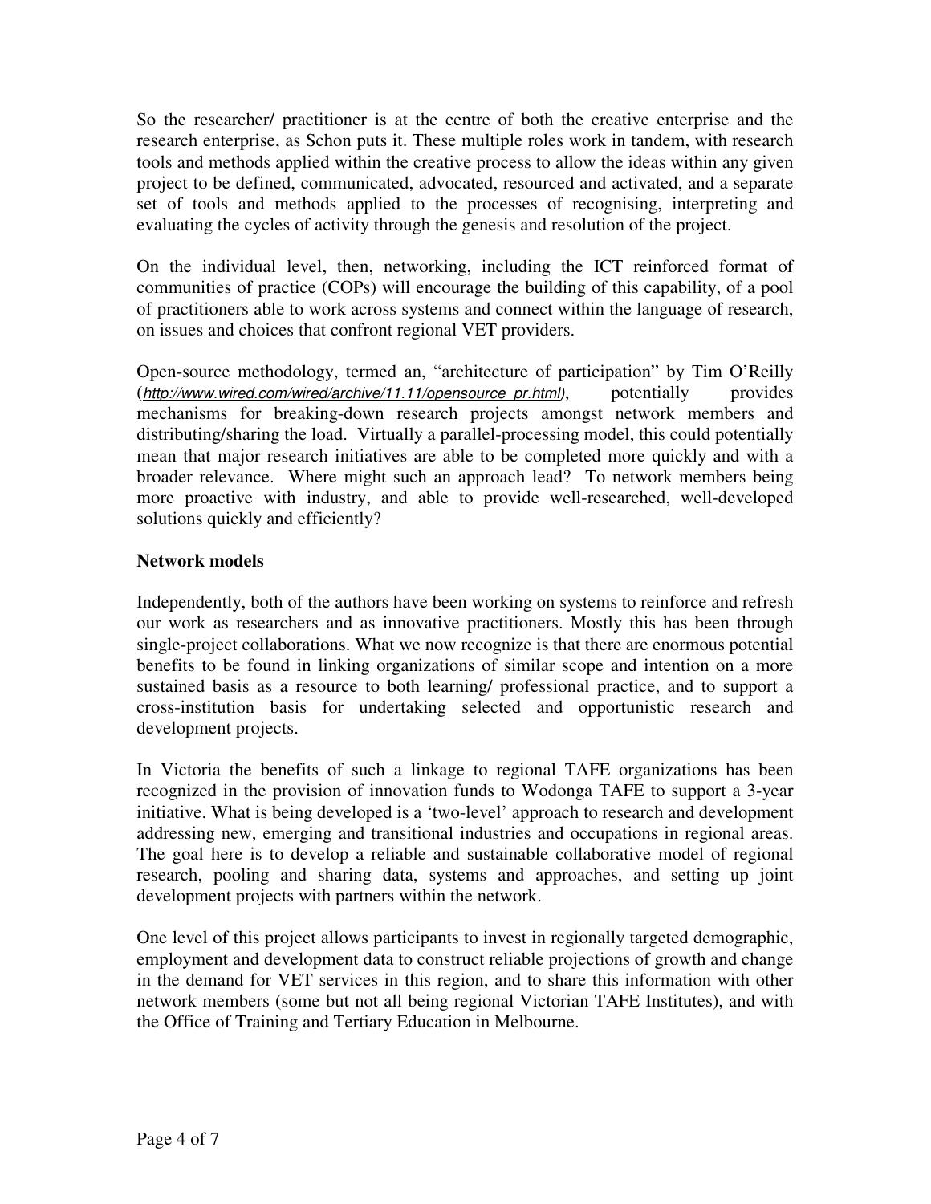So the researcher/ practitioner is at the centre of both the creative enterprise and the research enterprise, as Schon puts it. These multiple roles work in tandem, with research tools and methods applied within the creative process to allow the ideas within any given project to be defined, communicated, advocated, resourced and activated, and a separate set of tools and methods applied to the processes of recognising, interpreting and evaluating the cycles of activity through the genesis and resolution of the project.

On the individual level, then, networking, including the ICT reinforced format of communities of practice (COPs) will encourage the building of this capability, of a pool of practitioners able to work across systems and connect within the language of research, on issues and choices that confront regional VET providers.

Open-source methodology, termed an, "architecture of participation" by Tim O'Reilly (*http://www.wired.com/wired/archive/11.11/opensource_pr.html*), potentially provides mechanisms for breaking-down research projects amongst network members and distributing/sharing the load. Virtually a parallel-processing model, this could potentially mean that major research initiatives are able to be completed more quickly and with a broader relevance. Where might such an approach lead? To network members being more proactive with industry, and able to provide well-researched, well-developed solutions quickly and efficiently?

**Network models**

Independently, both of the authors have been working on systems to reinforce and refresh our work as researchers and as innovative practitioners. Mostly this has been through single-project collaborations. What we now recognize is that there are enormous potential benefits to be found in linking organizations of similar scope and intention on a more sustained basis as a resource to both learning/ professional practice, and to support a cross-institution basis for undertaking selected and opportunistic research and development projects.

In Victoria the benefits of such a linkage to regional TAFE organizations has been recognized in the provision of innovation funds to Wodonga TAFE to support a 3-year initiative. What is being developed is a 'two-level' approach to research and development addressing new, emerging and transitional industries and occupations in regional areas. The goal here is to develop a reliable and sustainable collaborative model of regional research, pooling and sharing data, systems and approaches, and setting up joint development projects with partners within the network.

One level of this project allows participants to invest in regionally targeted demographic, employment and development data to construct reliable projections of growth and change in the demand for VET services in this region, and to share this information with other network members (some but not all being regional Victorian TAFE Institutes), and with the Office of Training and Tertiary Education in Melbourne.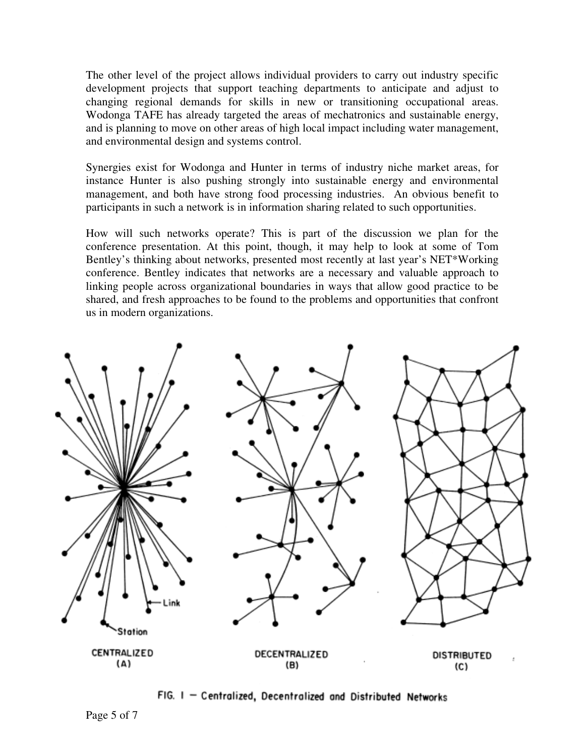The other level of the project allows individual providers to carry out industry specific development projects that support teaching departments to anticipate and adjust to changing regional demands for skills in new or transitioning occupational areas. Wodonga TAFE has already targeted the areas of mechatronics and sustainable energy, and is planning to move on other areas of high local impact including water management, and environmental design and systems control.

Synergies exist for Wodonga and Hunter in terms of industry niche market areas, for instance Hunter is also pushing strongly into sustainable energy and environmental management, and both have strong food processing industries. An obvious benefit to participants in such a network is in information sharing related to such opportunities.

How will such networks operate? This is part of the discussion we plan for the conference presentation. At this point, though, it may help to look at some of Tom Bentley's thinking about networks, presented most recently at last year's NET*Working conference. Bentley indicates that networks are a necessary and valuable approach to linking people across organizational boundaries in ways that allow good practice to be shared, and fresh approaches to be found to the problems and opportunities that confront us in modern organizations.

Link

Station

CENTRALIZED (A)

DECENTRALIZED (B)

DISTRIBUTED (C)

FIG. 1 — Centralized, Decentralized and Distributed Networks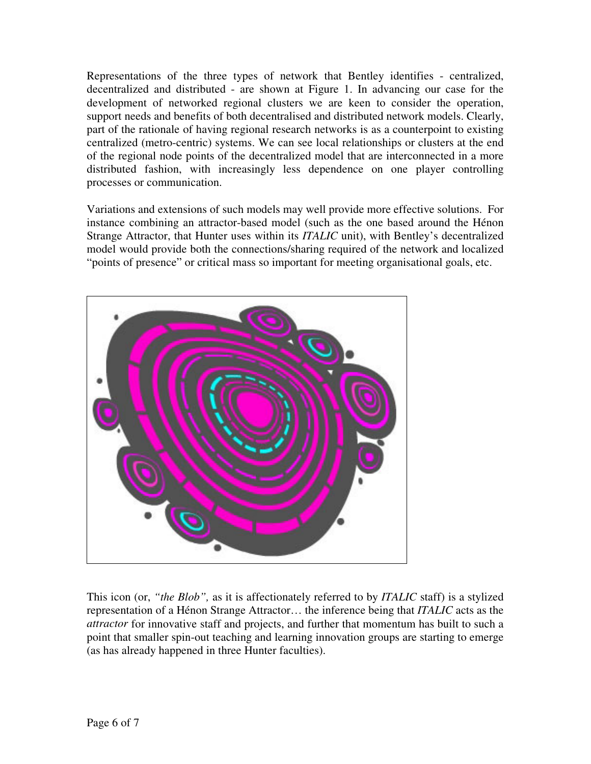Representations of the three types of network that Bentley identifies - centralized, decentralized and distributed - are shown at Figure 1. In advancing our case for the development of networked regional clusters we are keen to consider the operation, support needs and benefits of both decentralised and distributed network models. Clearly, part of the rationale of having regional research networks is as a counterpoint to existing centralized (metro-centric) systems. We can see local relationships or clusters at the end of the regional node points of the decentralized model that are interconnected in a more distributed fashion, with increasingly less dependence on one player controlling processes or communication.

Variations and extensions of such models may well provide more effective solutions. For instance combining an attractor-based model (such as the one based around the Hénon Strange Attractor, that Hunter uses within its *ITALIC* unit), with Bentley's decentralized model would provide both the connections/sharing required of the network and localized "points of presence" or critical mass so important for meeting organisational goals, etc.

This icon (or, *"the Blob",* as it is affectionately referred to by *ITALIC* staff) is a stylized representation of a Hénon Strange Attractor… the inference being that *ITALIC* acts as the *attractor* for innovative staff and projects, and further that momentum has built to such a point that smaller spin-out teaching and learning innovation groups are starting to emerge (as has already happened in three Hunter faculties).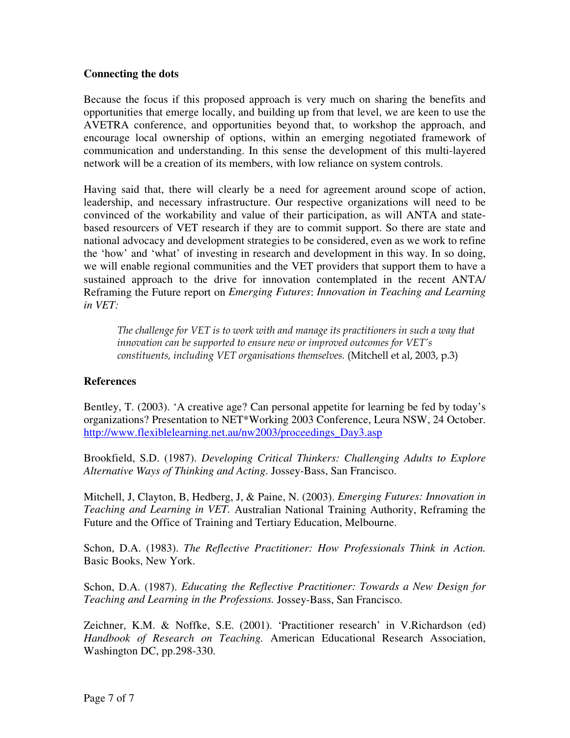### Connecting the dots

Because the focus if this proposed approach is very much on sharing the benefits and opportunities that emerge locally, and building up from that level, we are keen to use the AVETRA conference, and opportunities beyond that, to workshop the approach, and encourage local ownership of options, within an emerging negotiated framework of communication and understanding. In this sense the development of this multi-layered network will be a creation of its members, with low reliance on system controls.

Having said that, there will clearly be a need for agreement around scope of action, leadership, and necessary infrastructure. Our respective organizations will need to be convinced of the workability and value of their participation, as will ANTA and state-based resourcers of VET research if they are to commit support. So there are state and national advocacy and development strategies to be considered, even as we work to refine the 'how' and 'what' of investing in research and development in this way. In so doing, we will enable regional communities and the VET providers that support them to have a sustained approach to the drive for innovation contemplated in the recent ANTA/ Reframing the Future report on *Emerging Futures*: *Innovation in Teaching and Learning in VET:*

> *The challenge for VET is to work with and manage its practitioners in such a way that innovation can be supported to ensure new or improved outcomes for VET's constituents, including VET organisations themselves.* (Mitchell et al, 2003, p.3)

### References

Bentley, T. (2003). 'A creative age? Can personal appetite for learning be fed by today's organizations? Presentation to NET*Working 2003 Conference, Leura NSW, 24 October. http://www.flexiblelearning.net.au/nw2003/proceedings_Day3.asp

Brookfield, S.D. (1987). *Developing Critical Thinkers: Challenging Adults to Explore Alternative Ways of Thinking and Acting*. Jossey-Bass, San Francisco.

Mitchell, J, Clayton, B, Hedberg, J, & Paine, N. (2003). *Emerging Futures: Innovation in Teaching and Learning in VET.* Australian National Training Authority, Reframing the Future and the Office of Training and Tertiary Education, Melbourne.

Schon, D.A. (1983). *The Reflective Practitioner: How Professionals Think in Action.* Basic Books, New York.

Schon, D.A. (1987). *Educating the Reflective Practitioner: Towards a New Design for Teaching and Learning in the Professions.* Jossey-Bass, San Francisco.

Zeichner, K.M. & Noffke, S.E. (2001). 'Practitioner research' in V.Richardson (ed) *Handbook of Research on Teaching.* American Educational Research Association, Washington DC, pp.298-330.